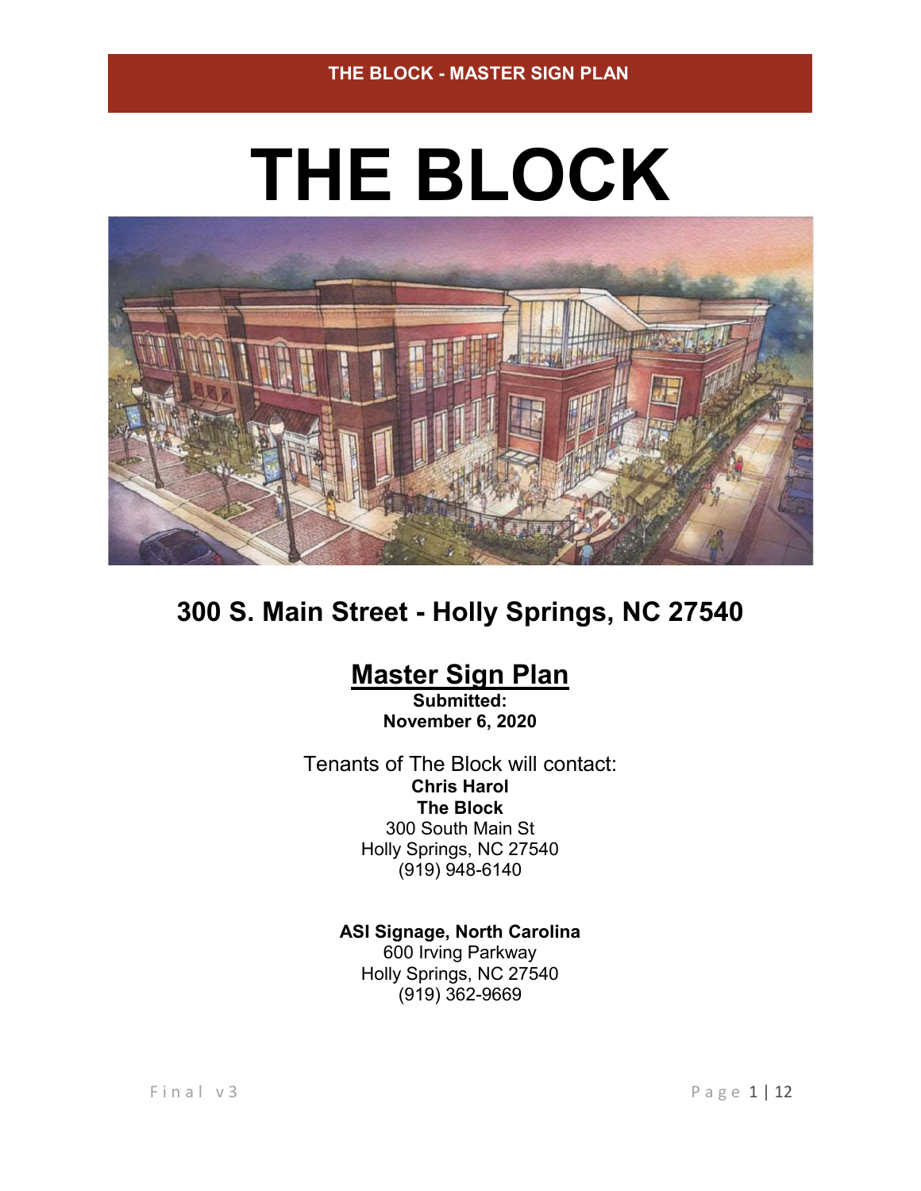# THE BLOCK

## 300 S. Main Street - Holly Springs, NC 27540

## Master Sign Plan

**Submitted:**
**November 6, 2020**

Tenants of The Block will contact:

**Chris Harol**
**The Block**
300 South Main St
Holly Springs, NC 27540
(919) 948-6140

**ASI Signage, North Carolina**
600 Irving Parkway
Holly Springs, NC 27540
(919) 362-9669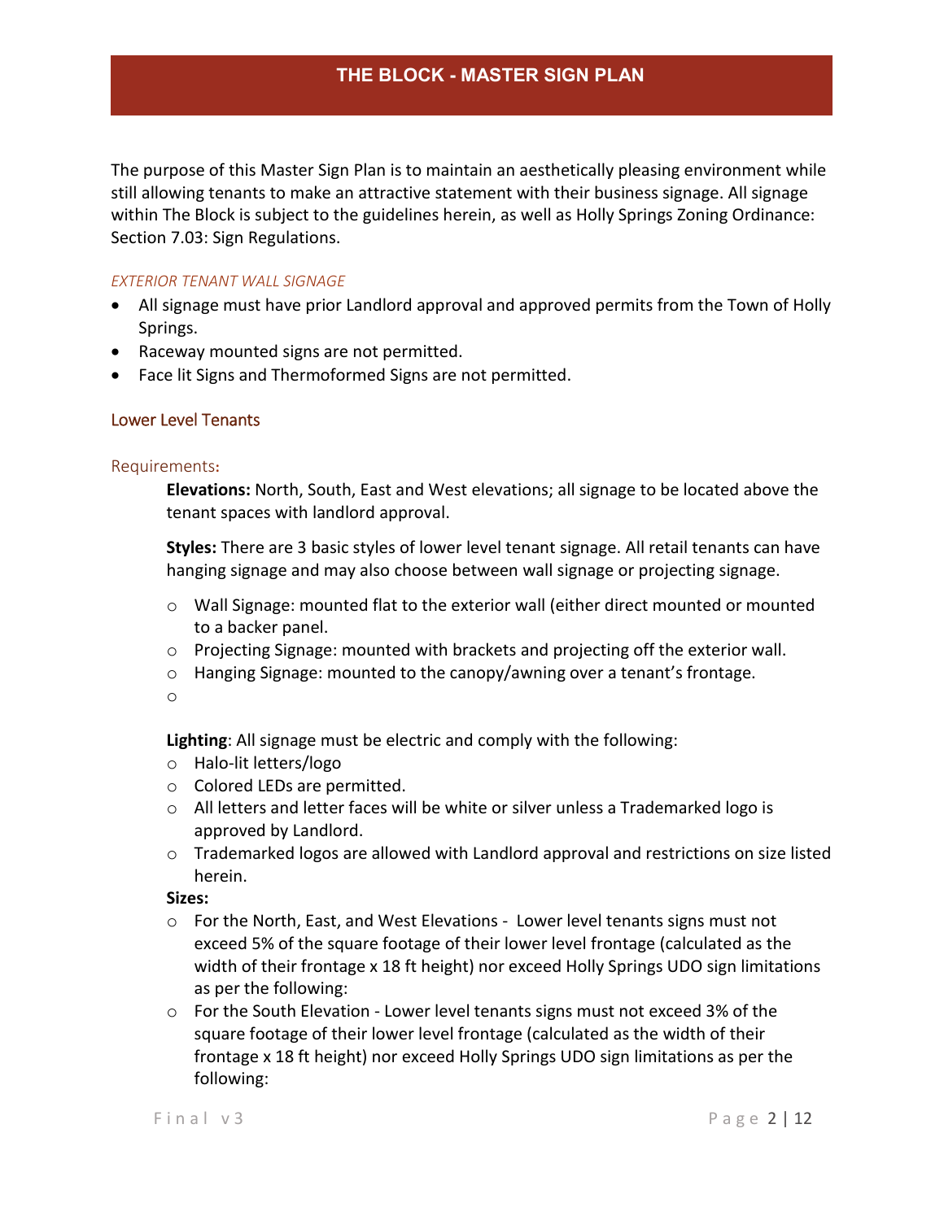## THE BLOCK - MASTER SIGN PLAN

The purpose of this Master Sign Plan is to maintain an aesthetically pleasing environment while still allowing tenants to make an attractive statement with their business signage. All signage within The Block is subject to the guidelines herein, as well as Holly Springs Zoning Ordinance: Section 7.03: Sign Regulations.

*EXTERIOR TENANT WALL SIGNAGE*

- All signage must have prior Landlord approval and approved permits from the Town of Holly Springs.
- Raceway mounted signs are not permitted.
- Face lit Signs and Thermoformed Signs are not permitted.

### Lower Level Tenants

#### Requirements:

**Elevations:** North, South, East and West elevations; all signage to be located above the tenant spaces with landlord approval.

**Styles:** There are 3 basic styles of lower level tenant signage. All retail tenants can have hanging signage and may also choose between wall signage or projecting signage.

- Wall Signage: mounted flat to the exterior wall (either direct mounted or mounted to a backer panel.
- Projecting Signage: mounted with brackets and projecting off the exterior wall.
- Hanging Signage: mounted to the canopy/awning over a tenant's frontage.

**Lighting**: All signage must be electric and comply with the following:

- Halo-lit letters/logo
- Colored LEDs are permitted.
- All letters and letter faces will be white or silver unless a Trademarked logo is approved by Landlord.
- Trademarked logos are allowed with Landlord approval and restrictions on size listed herein.

**Sizes:**

- For the North, East, and West Elevations - Lower level tenants signs must not exceed 5% of the square footage of their lower level frontage (calculated as the width of their frontage x 18 ft height) nor exceed Holly Springs UDO sign limitations as per the following:
- For the South Elevation - Lower level tenants signs must not exceed 3% of the square footage of their lower level frontage (calculated as the width of their frontage x 18 ft height) nor exceed Holly Springs UDO sign limitations as per the following: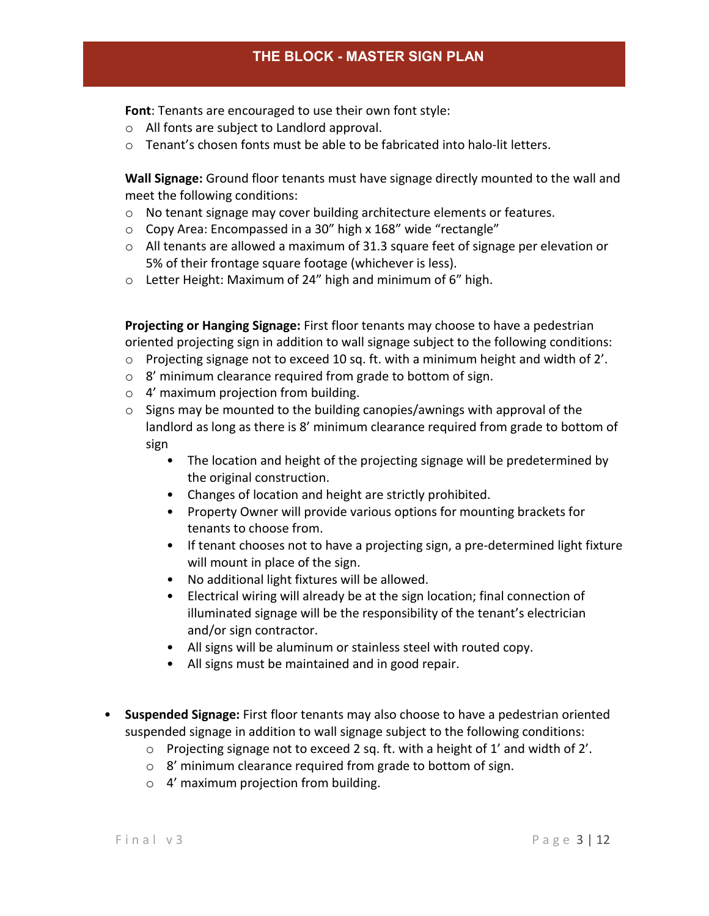**Font**: Tenants are encouraged to use their own font style:

- All fonts are subject to Landlord approval.
- Tenant's chosen fonts must be able to be fabricated into halo-lit letters.

**Wall Signage:** Ground floor tenants must have signage directly mounted to the wall and meet the following conditions:

- No tenant signage may cover building architecture elements or features.
- Copy Area: Encompassed in a 30" high x 168" wide "rectangle"
- All tenants are allowed a maximum of 31.3 square feet of signage per elevation or 5% of their frontage square footage (whichever is less).
- Letter Height: Maximum of 24" high and minimum of 6" high.

**Projecting or Hanging Signage:** First floor tenants may choose to have a pedestrian oriented projecting sign in addition to wall signage subject to the following conditions:

- Projecting signage not to exceed 10 sq. ft. with a minimum height and width of 2'.
- 8' minimum clearance required from grade to bottom of sign.
- 4' maximum projection from building.
- Signs may be mounted to the building canopies/awnings with approval of the landlord as long as there is 8' minimum clearance required from grade to bottom of sign
  - The location and height of the projecting signage will be predetermined by the original construction.
  - Changes of location and height are strictly prohibited.
  - Property Owner will provide various options for mounting brackets for tenants to choose from.
  - If tenant chooses not to have a projecting sign, a pre-determined light fixture will mount in place of the sign.
  - No additional light fixtures will be allowed.
  - Electrical wiring will already be at the sign location; final connection of illuminated signage will be the responsibility of the tenant's electrician and/or sign contractor.
  - All signs will be aluminum or stainless steel with routed copy.
  - All signs must be maintained and in good repair.

- **Suspended Signage:** First floor tenants may also choose to have a pedestrian oriented suspended signage in addition to wall signage subject to the following conditions:
  - Projecting signage not to exceed 2 sq. ft. with a height of 1' and width of 2'.
  - 8' minimum clearance required from grade to bottom of sign.
  - 4' maximum projection from building.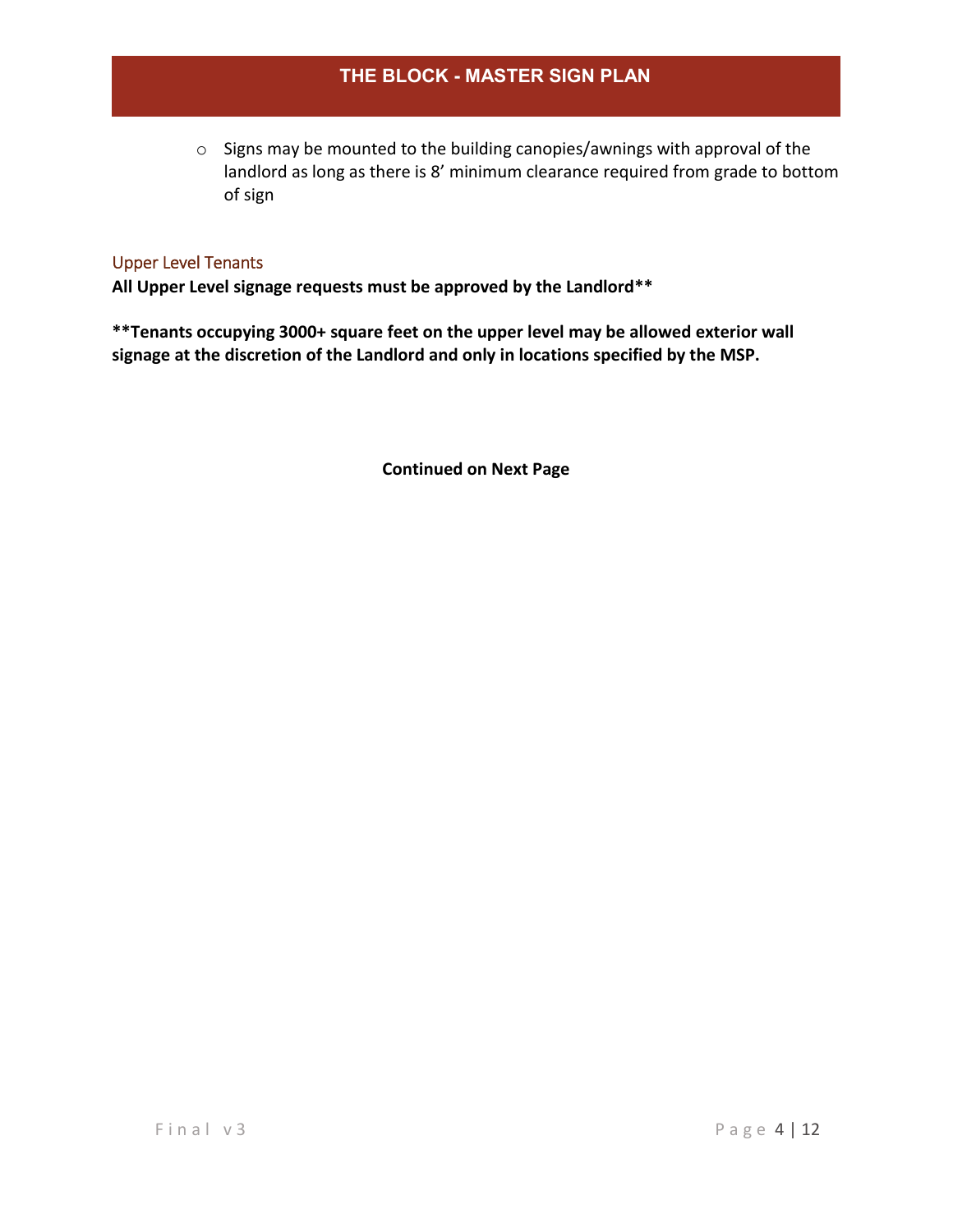- Signs may be mounted to the building canopies/awnings with approval of the landlord as long as there is 8' minimum clearance required from grade to bottom of sign

### Upper Level Tenants

**All Upper Level signage requests must be approved by the Landlord\*\***

**\*\*Tenants occupying 3000+ square feet on the upper level may be allowed exterior wall signage at the discretion of the Landlord and only in locations specified by the MSP.**

**Continued on Next Page**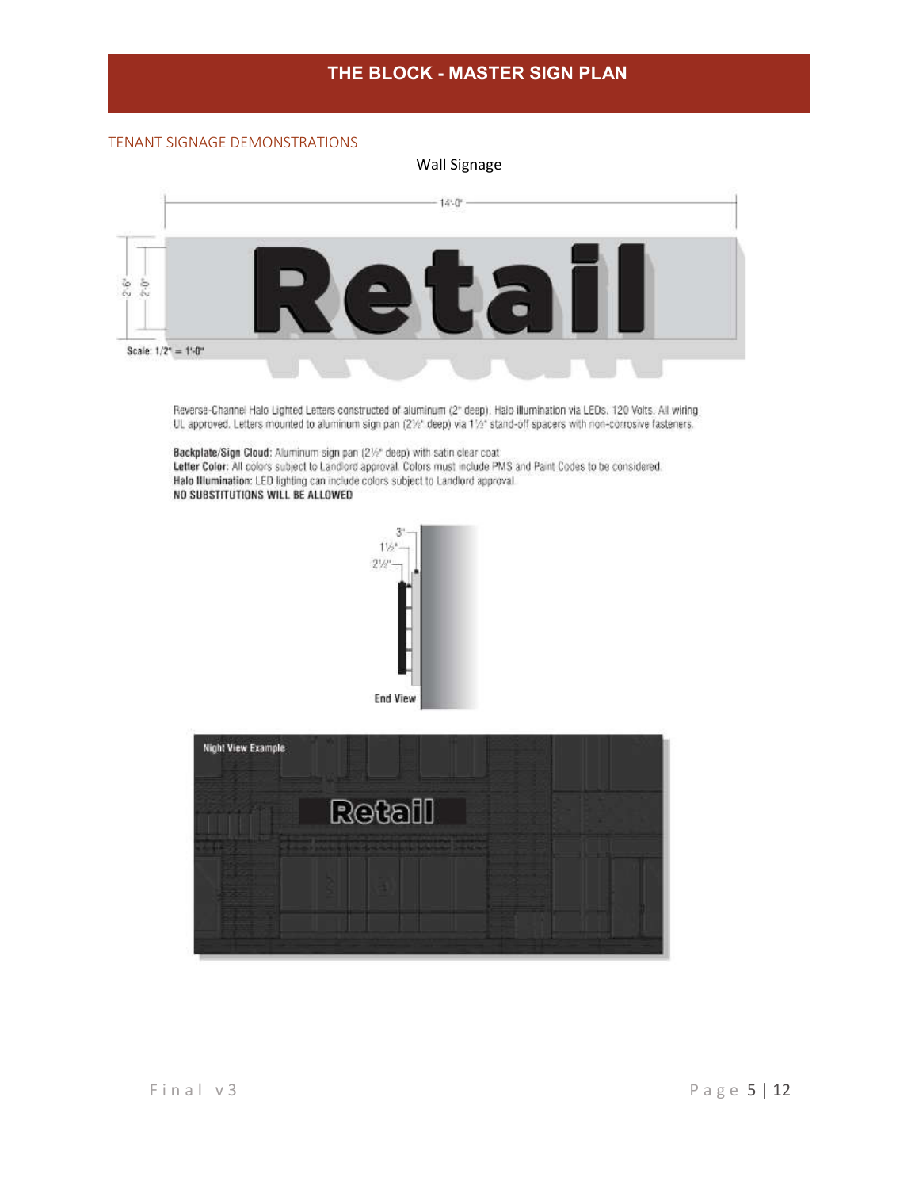TENANT SIGNAGE DEMONSTRATIONS

Wall Signage

14'-0"

2'-6"

2'-0"

Scale: 1/2" = 1'-0"

Reverse-Channel Halo Lighted Letters constructed of aluminum (2" deep). Halo illumination via LEDs. 120 Volts. All wiring UL approved. Letters mounted to aluminum sign pan (2½" deep) via 1½" stand-off spacers with non-corrosive fasteners.

**Backplate/Sign Cloud:** Aluminum sign pan (2½" deep) with satin clear coat
**Letter Color:** All colors subject to Landlord approval. Colors must include PMS and Paint Codes to be considered.
**Halo Illumination:** LED lighting can include colors subject to Landlord approval.
**NO SUBSTITUTIONS WILL BE ALLOWED**

3"
1½"
2½"

End View

Night View Example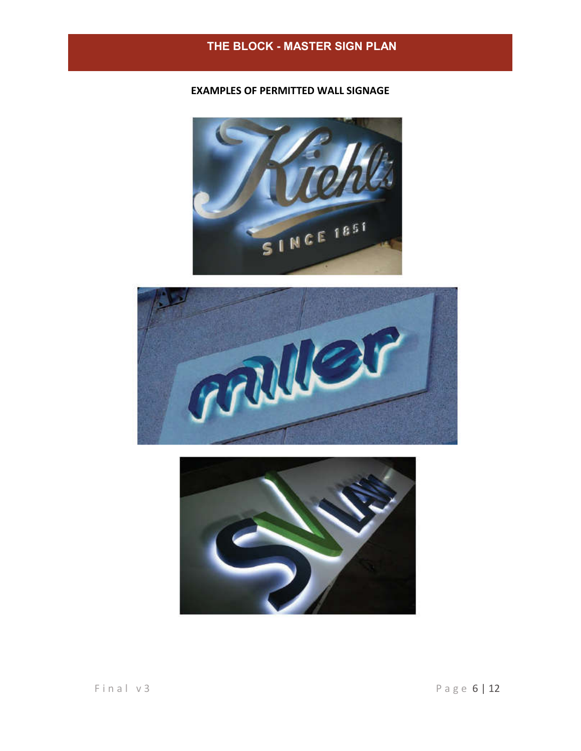## EXAMPLES OF PERMITTED WALL SIGNAGE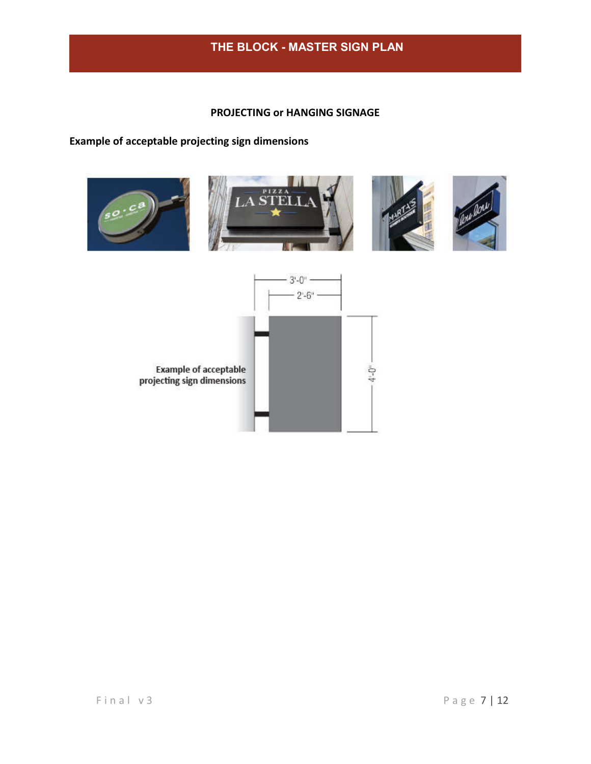## PROJECTING or HANGING SIGNAGE

**Example of acceptable projecting sign dimensions**

3'-0"

2'-6"

4'-0"

Example of acceptable projecting sign dimensions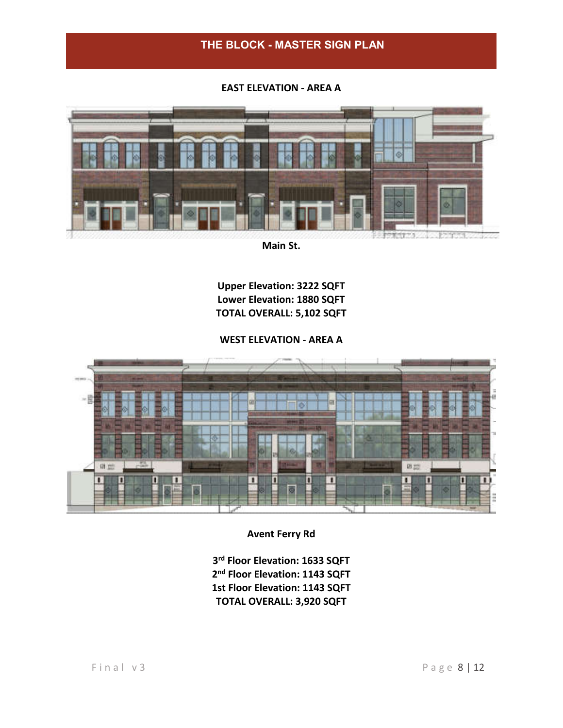# THE BLOCK - MASTER SIGN PLAN

**EAST ELEVATION - AREA A**

**Main St.**

**Upper Elevation: 3222 SQFT**
**Lower Elevation: 1880 SQFT**
**TOTAL OVERALL: 5,102 SQFT**

**WEST ELEVATION - AREA A**

**Avent Ferry Rd**

**3rd Floor Elevation: 1633 SQFT**
**2nd Floor Elevation: 1143 SQFT**
**1st Floor Elevation: 1143 SQFT**
**TOTAL OVERALL: 3,920 SQFT**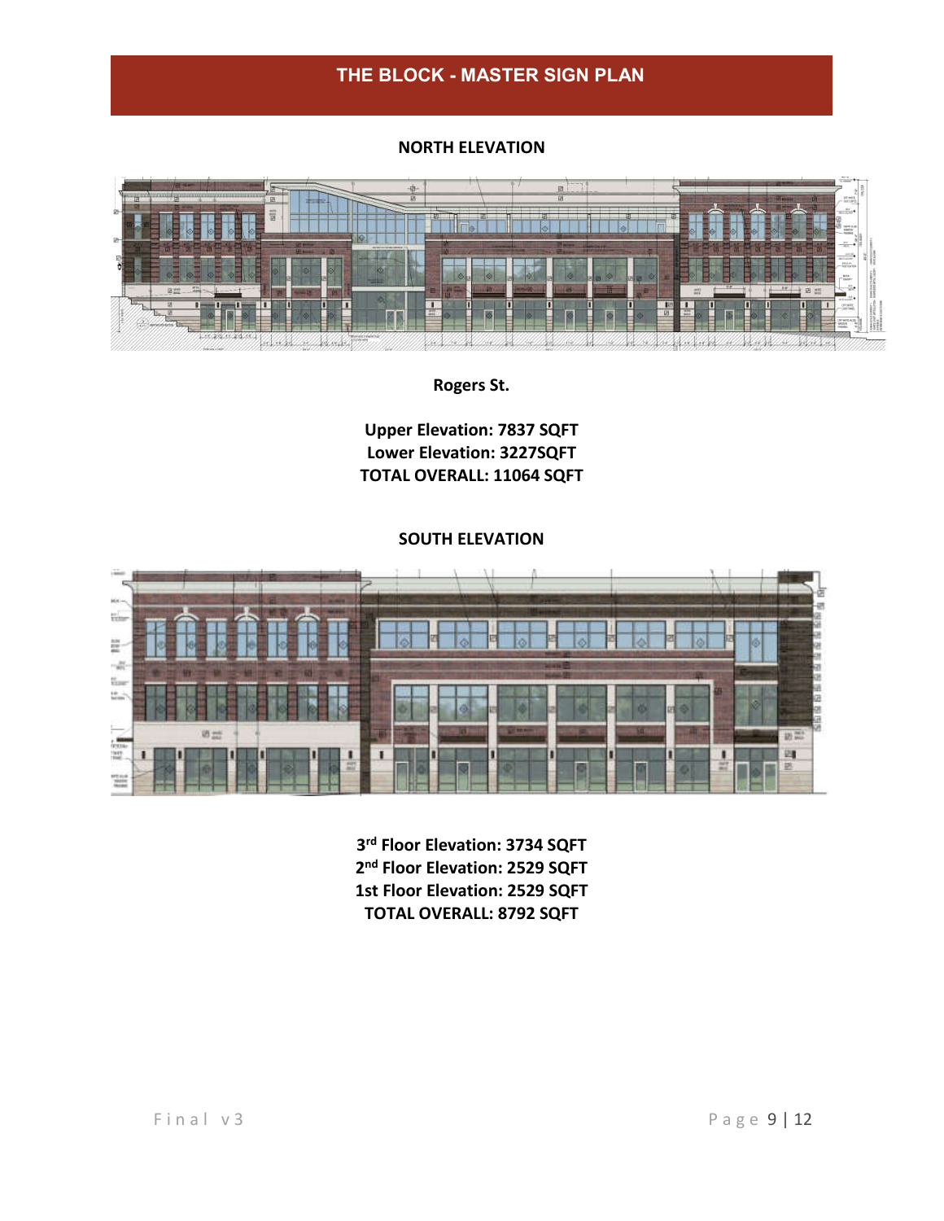# THE BLOCK - MASTER SIGN PLAN

**NORTH ELEVATION**

**Rogers St.**

**Upper Elevation: 7837 SQFT**
**Lower Elevation: 3227SQFT**
**TOTAL OVERALL: 11064 SQFT**

**SOUTH ELEVATION**

**3rd Floor Elevation: 3734 SQFT**
**2nd Floor Elevation: 2529 SQFT**
**1st Floor Elevation: 2529 SQFT**
**TOTAL OVERALL: 8792 SQFT**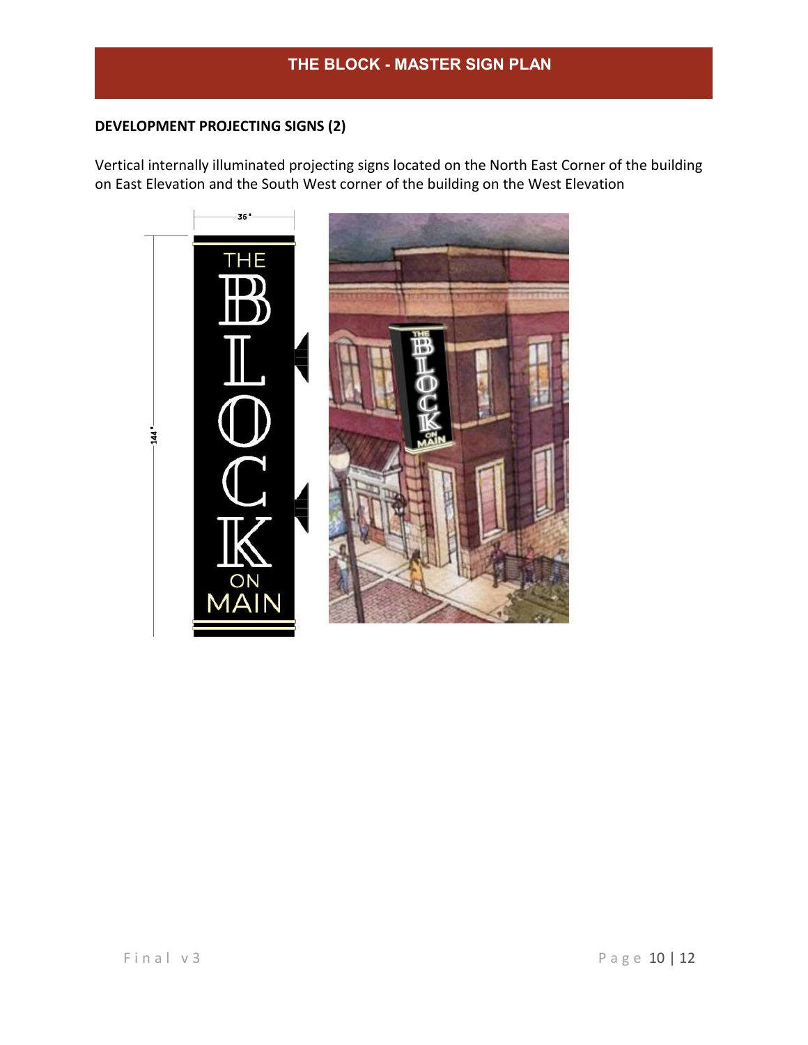### DEVELOPMENT PROJECTING SIGNS (2)

Vertical internally illuminated projecting signs located on the North East Corner of the building on East Elevation and the South West corner of the building on the West Elevation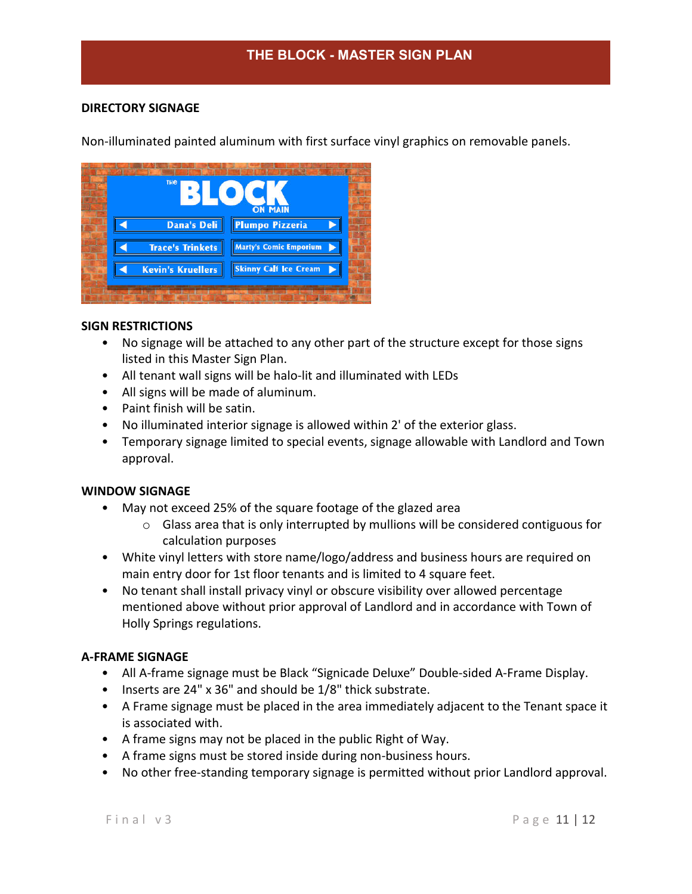## DIRECTORY SIGNAGE

Non-illuminated painted aluminum with first surface vinyl graphics on removable panels.

## SIGN RESTRICTIONS

- No signage will be attached to any other part of the structure except for those signs listed in this Master Sign Plan.
- All tenant wall signs will be halo-lit and illuminated with LEDs
- All signs will be made of aluminum.
- Paint finish will be satin.
- No illuminated interior signage is allowed within 2' of the exterior glass.
- Temporary signage limited to special events, signage allowable with Landlord and Town approval.

## WINDOW SIGNAGE

- May not exceed 25% of the square footage of the glazed area
  - Glass area that is only interrupted by mullions will be considered contiguous for calculation purposes
- White vinyl letters with store name/logo/address and business hours are required on main entry door for 1st floor tenants and is limited to 4 square feet.
- No tenant shall install privacy vinyl or obscure visibility over allowed percentage mentioned above without prior approval of Landlord and in accordance with Town of Holly Springs regulations.

## A-FRAME SIGNAGE

- All A-frame signage must be Black "Signicade Deluxe" Double-sided A-Frame Display.
- Inserts are 24" x 36" and should be 1/8" thick substrate.
- A Frame signage must be placed in the area immediately adjacent to the Tenant space it is associated with.
- A frame signs may not be placed in the public Right of Way.
- A frame signs must be stored inside during non-business hours.
- No other free-standing temporary signage is permitted without prior Landlord approval.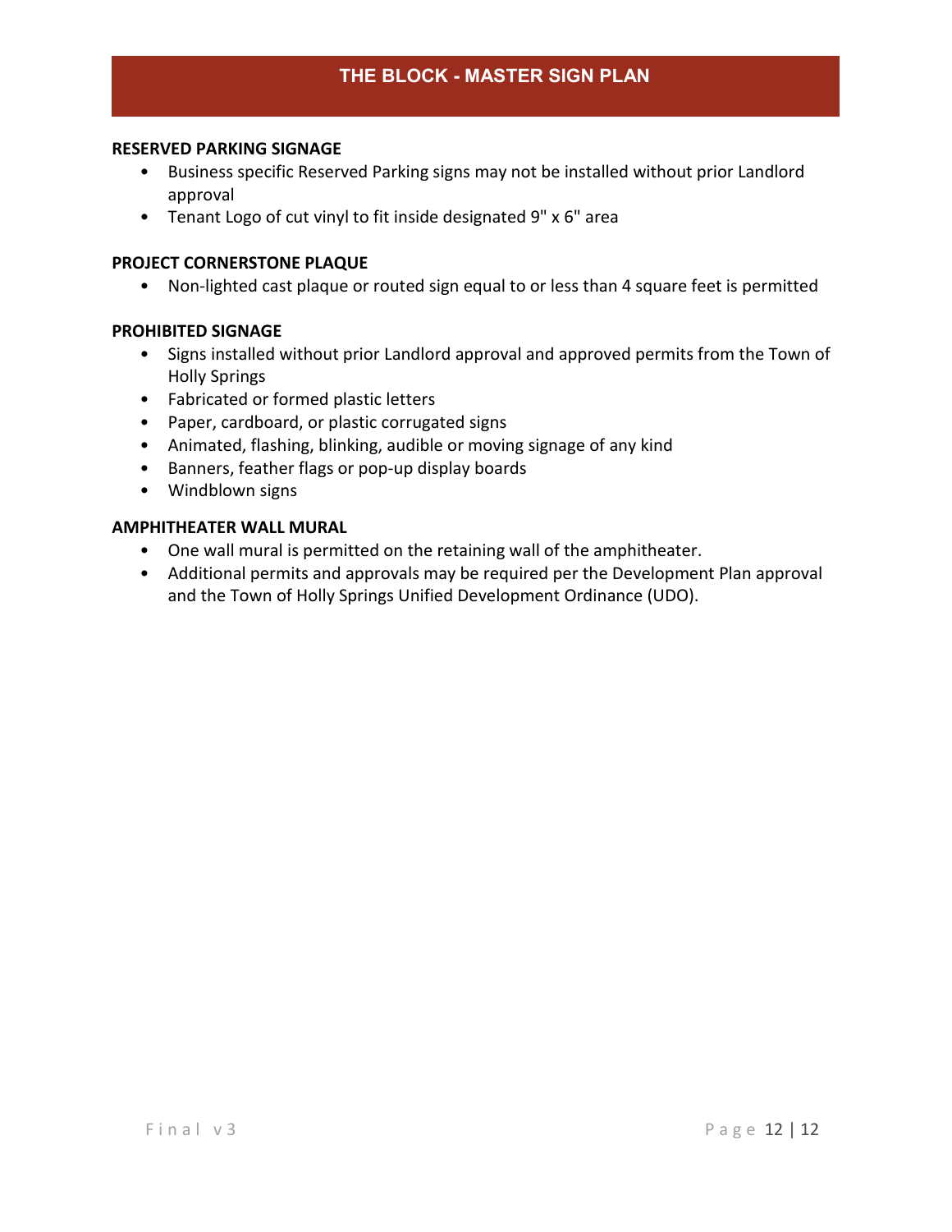## RESERVED PARKING SIGNAGE

- Business specific Reserved Parking signs may not be installed without prior Landlord approval
- Tenant Logo of cut vinyl to fit inside designated 9" x 6" area

## PROJECT CORNERSTONE PLAQUE

- Non-lighted cast plaque or routed sign equal to or less than 4 square feet is permitted

## PROHIBITED SIGNAGE

- Signs installed without prior Landlord approval and approved permits from the Town of Holly Springs
- Fabricated or formed plastic letters
- Paper, cardboard, or plastic corrugated signs
- Animated, flashing, blinking, audible or moving signage of any kind
- Banners, feather flags or pop-up display boards
- Windblown signs

## AMPHITHEATER WALL MURAL

- One wall mural is permitted on the retaining wall of the amphitheater.
- Additional permits and approvals may be required per the Development Plan approval and the Town of Holly Springs Unified Development Ordinance (UDO).